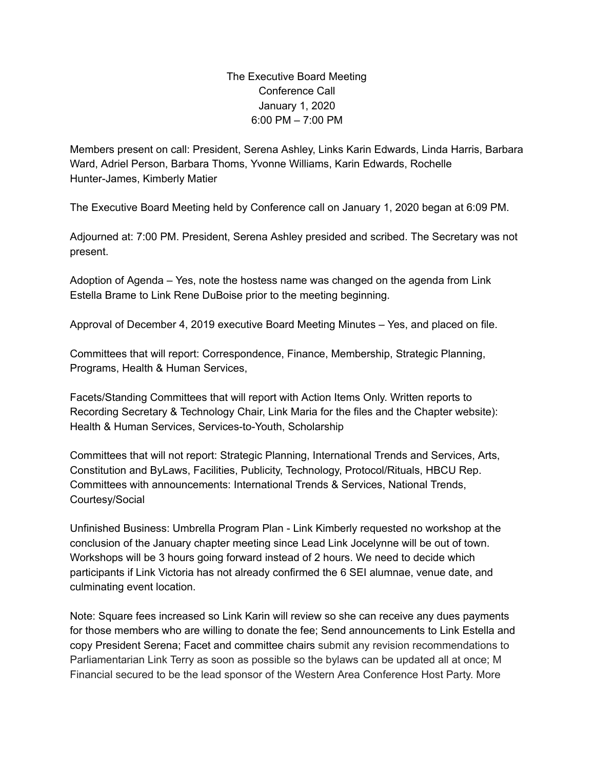# The Executive Board Meeting
## Conference Call
## January 1, 2020
## 6:00 PM – 7:00 PM

Members present on call: President, Serena Ashley, Links Karin Edwards, Linda Harris, Barbara Ward, Adriel Person, Barbara Thoms, Yvonne Williams, Karin Edwards, Rochelle Hunter-James, Kimberly Matier

The Executive Board Meeting held by Conference call on January 1, 2020 began at 6:09 PM.

Adjourned at: 7:00 PM. President, Serena Ashley presided and scribed. The Secretary was not present.

Adoption of Agenda – Yes, note the hostess name was changed on the agenda from Link Estella Brame to Link Rene DuBoise prior to the meeting beginning.

Approval of December 4, 2019 executive Board Meeting Minutes – Yes, and placed on file.

Committees that will report: Correspondence, Finance, Membership, Strategic Planning, Programs, Health & Human Services,

Facets/Standing Committees that will report with Action Items Only. Written reports to Recording Secretary & Technology Chair, Link Maria for the files and the Chapter website): Health & Human Services, Services-to-Youth, Scholarship

Committees that will not report: Strategic Planning, International Trends and Services, Arts, Constitution and ByLaws, Facilities, Publicity, Technology, Protocol/Rituals, HBCU Rep.
Committees with announcements: International Trends & Services, National Trends, Courtesy/Social

Unfinished Business: Umbrella Program Plan - Link Kimberly requested no workshop at the conclusion of the January chapter meeting since Lead Link Jocelynne will be out of town. Workshops will be 3 hours going forward instead of 2 hours. We need to decide which participants if Link Victoria has not already confirmed the 6 SEI alumnae, venue date, and culminating event location.

Note: Square fees increased so Link Karin will review so she can receive any dues payments for those members who are willing to donate the fee; Send announcements to Link Estella and copy President Serena; Facet and committee chairs submit any revision recommendations to Parliamentarian Link Terry as soon as possible so the bylaws can be updated all at once; M Financial secured to be the lead sponsor of the Western Area Conference Host Party. More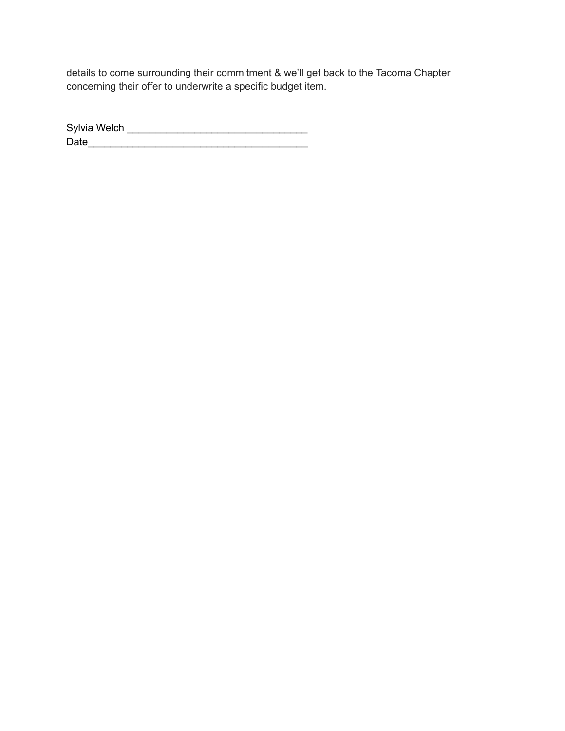details to come surrounding their commitment & we'll get back to the Tacoma Chapter concerning their offer to underwrite a specific budget item.

Sylvia Welch ________________________________
Date_______________________________________